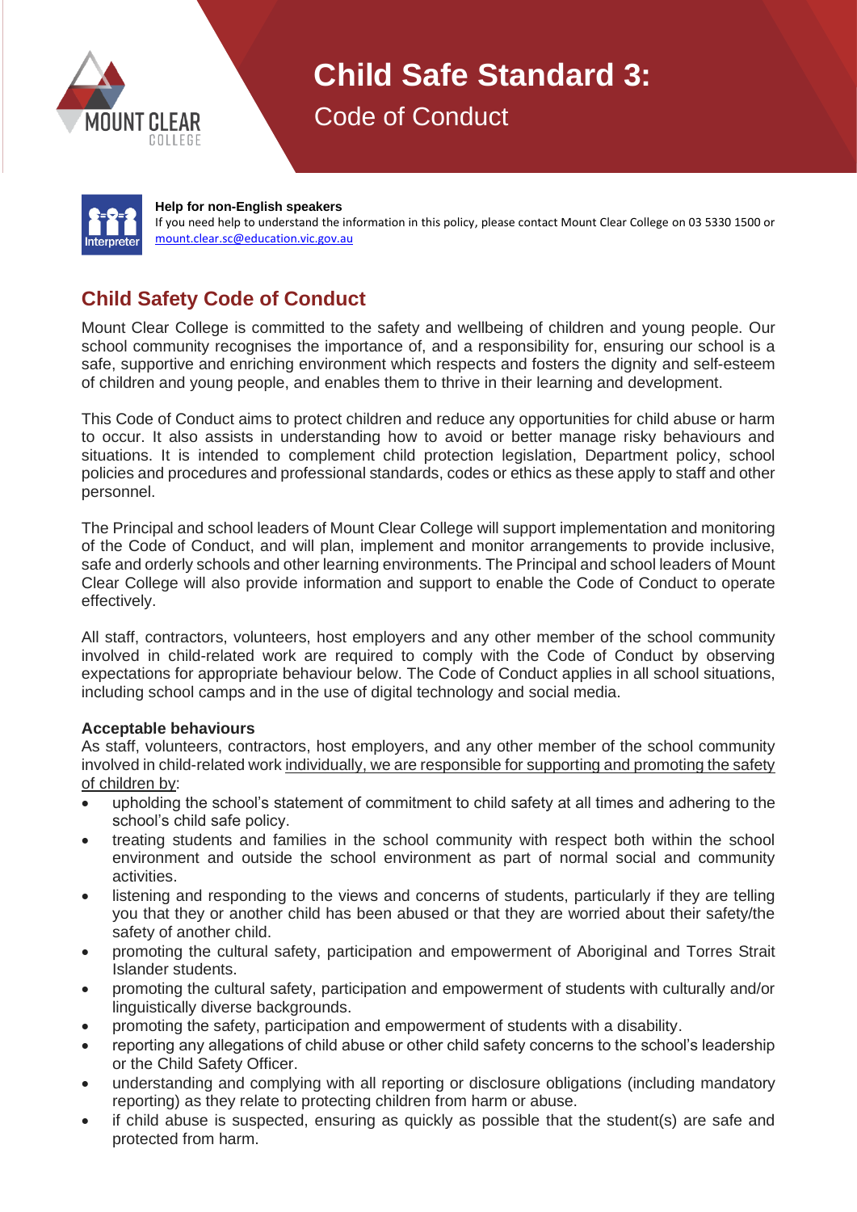# Child Safe Standard 3:

## Code of Conduct

**Help for non-English speakers**
If you need help to understand the information in this policy, please contact Mount Clear College on 03 5330 1500 or mount.clear.sc@education.vic.gov.au

## Child Safety Code of Conduct

Mount Clear College is committed to the safety and wellbeing of children and young people. Our school community recognises the importance of, and a responsibility for, ensuring our school is a safe, supportive and enriching environment which respects and fosters the dignity and self-esteem of children and young people, and enables them to thrive in their learning and development.

This Code of Conduct aims to protect children and reduce any opportunities for child abuse or harm to occur. It also assists in understanding how to avoid or better manage risky behaviours and situations. It is intended to complement child protection legislation, Department policy, school policies and procedures and professional standards, codes or ethics as these apply to staff and other personnel.

The Principal and school leaders of Mount Clear College will support implementation and monitoring of the Code of Conduct, and will plan, implement and monitor arrangements to provide inclusive, safe and orderly schools and other learning environments. The Principal and school leaders of Mount Clear College will also provide information and support to enable the Code of Conduct to operate effectively.

All staff, contractors, volunteers, host employers and any other member of the school community involved in child-related work are required to comply with the Code of Conduct by observing expectations for appropriate behaviour below. The Code of Conduct applies in all school situations, including school camps and in the use of digital technology and social media.

**Acceptable behaviours**
As staff, volunteers, contractors, host employers, and any other member of the school community involved in child-related work individually, we are responsible for supporting and promoting the safety of children by:

- upholding the school's statement of commitment to child safety at all times and adhering to the school's child safe policy.
- treating students and families in the school community with respect both within the school environment and outside the school environment as part of normal social and community activities.
- listening and responding to the views and concerns of students, particularly if they are telling you that they or another child has been abused or that they are worried about their safety/the safety of another child.
- promoting the cultural safety, participation and empowerment of Aboriginal and Torres Strait Islander students.
- promoting the cultural safety, participation and empowerment of students with culturally and/or linguistically diverse backgrounds.
- promoting the safety, participation and empowerment of students with a disability.
- reporting any allegations of child abuse or other child safety concerns to the school's leadership or the Child Safety Officer.
- understanding and complying with all reporting or disclosure obligations (including mandatory reporting) as they relate to protecting children from harm or abuse.
- if child abuse is suspected, ensuring as quickly as possible that the student(s) are safe and protected from harm.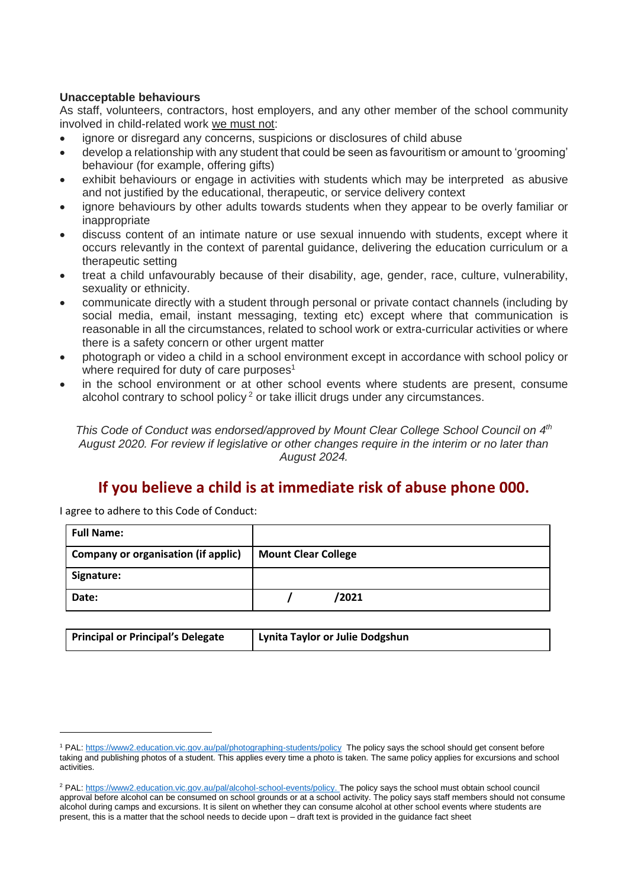**Unacceptable behaviours**

As staff, volunteers, contractors, host employers, and any other member of the school community involved in child-related work we must not:

- ignore or disregard any concerns, suspicions or disclosures of child abuse
- develop a relationship with any student that could be seen as favouritism or amount to 'grooming' behaviour (for example, offering gifts)
- exhibit behaviours or engage in activities with students which may be interpreted as abusive and not justified by the educational, therapeutic, or service delivery context
- ignore behaviours by other adults towards students when they appear to be overly familiar or inappropriate
- discuss content of an intimate nature or use sexual innuendo with students, except where it occurs relevantly in the context of parental guidance, delivering the education curriculum or a therapeutic setting
- treat a child unfavourably because of their disability, age, gender, race, culture, vulnerability, sexuality or ethnicity.
- communicate directly with a student through personal or private contact channels (including by social media, email, instant messaging, texting etc) except where that communication is reasonable in all the circumstances, related to school work or extra-curricular activities or where there is a safety concern or other urgent matter
- photograph or video a child in a school environment except in accordance with school policy or where required for duty of care purposes[1]
- in the school environment or at other school events where students are present, consume alcohol contrary to school policy[2] or take illicit drugs under any circumstances.

*This Code of Conduct was endorsed/approved by Mount Clear College School Council on 4th August 2020. For review if legislative or other changes require in the interim or no later than August 2024.*

## If you believe a child is at immediate risk of abuse phone 000.

I agree to adhere to this Code of Conduct:

| **Full Name:** | |
|---|---|
| **Company or organisation (if applic)** | **Mount Clear College** |
| **Signature:** | |
| **Date:** | **/ /2021** |

| **Principal or Principal's Delegate** | **Lynita Taylor or Julie Dodgshun** |
|---|---|

[1] PAL: https://www2.education.vic.gov.au/pal/photographing-students/policy The policy says the school should get consent before taking and publishing photos of a student. This applies every time a photo is taken. The same policy applies for excursions and school activities.

[2] PAL: https://www2.education.vic.gov.au/pal/alcohol-school-events/policy. The policy says the school must obtain school council approval before alcohol can be consumed on school grounds or at a school activity. The policy says staff members should not consume alcohol during camps and excursions. It is silent on whether they can consume alcohol at other school events where students are present, this is a matter that the school needs to decide upon – draft text is provided in the guidance fact sheet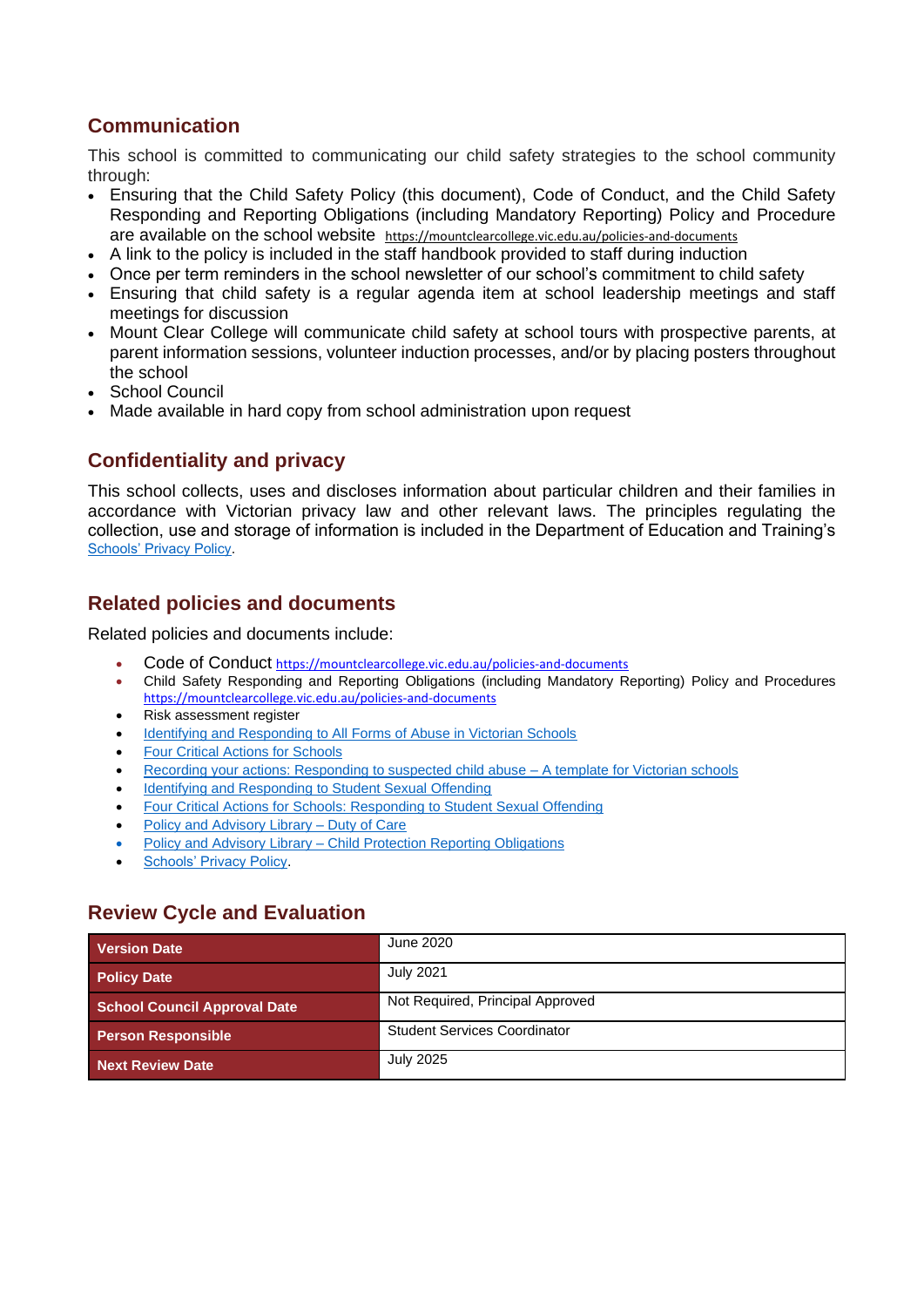## Communication

This school is committed to communicating our child safety strategies to the school community through:

- Ensuring that the Child Safety Policy (this document), Code of Conduct, and the Child Safety Responding and Reporting Obligations (including Mandatory Reporting) Policy and Procedure are available on the school website https://mountclearcollege.vic.edu.au/policies-and-documents
- A link to the policy is included in the staff handbook provided to staff during induction
- Once per term reminders in the school newsletter of our school's commitment to child safety
- Ensuring that child safety is a regular agenda item at school leadership meetings and staff meetings for discussion
- Mount Clear College will communicate child safety at school tours with prospective parents, at parent information sessions, volunteer induction processes, and/or by placing posters throughout the school
- School Council
- Made available in hard copy from school administration upon request

## Confidentiality and privacy

This school collects, uses and discloses information about particular children and their families in accordance with Victorian privacy law and other relevant laws. The principles regulating the collection, use and storage of information is included in the Department of Education and Training's Schools' Privacy Policy.

## Related policies and documents

Related policies and documents include:

- Code of Conduct https://mountclearcollege.vic.edu.au/policies-and-documents
- Child Safety Responding and Reporting Obligations (including Mandatory Reporting) Policy and Procedures https://mountclearcollege.vic.edu.au/policies-and-documents
- Risk assessment register
- Identifying and Responding to All Forms of Abuse in Victorian Schools
- Four Critical Actions for Schools
- Recording your actions: Responding to suspected child abuse – A template for Victorian schools
- Identifying and Responding to Student Sexual Offending
- Four Critical Actions for Schools: Responding to Student Sexual Offending
- Policy and Advisory Library – Duty of Care
- Policy and Advisory Library – Child Protection Reporting Obligations
- Schools' Privacy Policy.

## Review Cycle and Evaluation

| | |
|---|---|
| **Version Date** | June 2020 |
| **Policy Date** | July 2021 |
| **School Council Approval Date** | Not Required, Principal Approved |
| **Person Responsible** | Student Services Coordinator |
| **Next Review Date** | July 2025 |